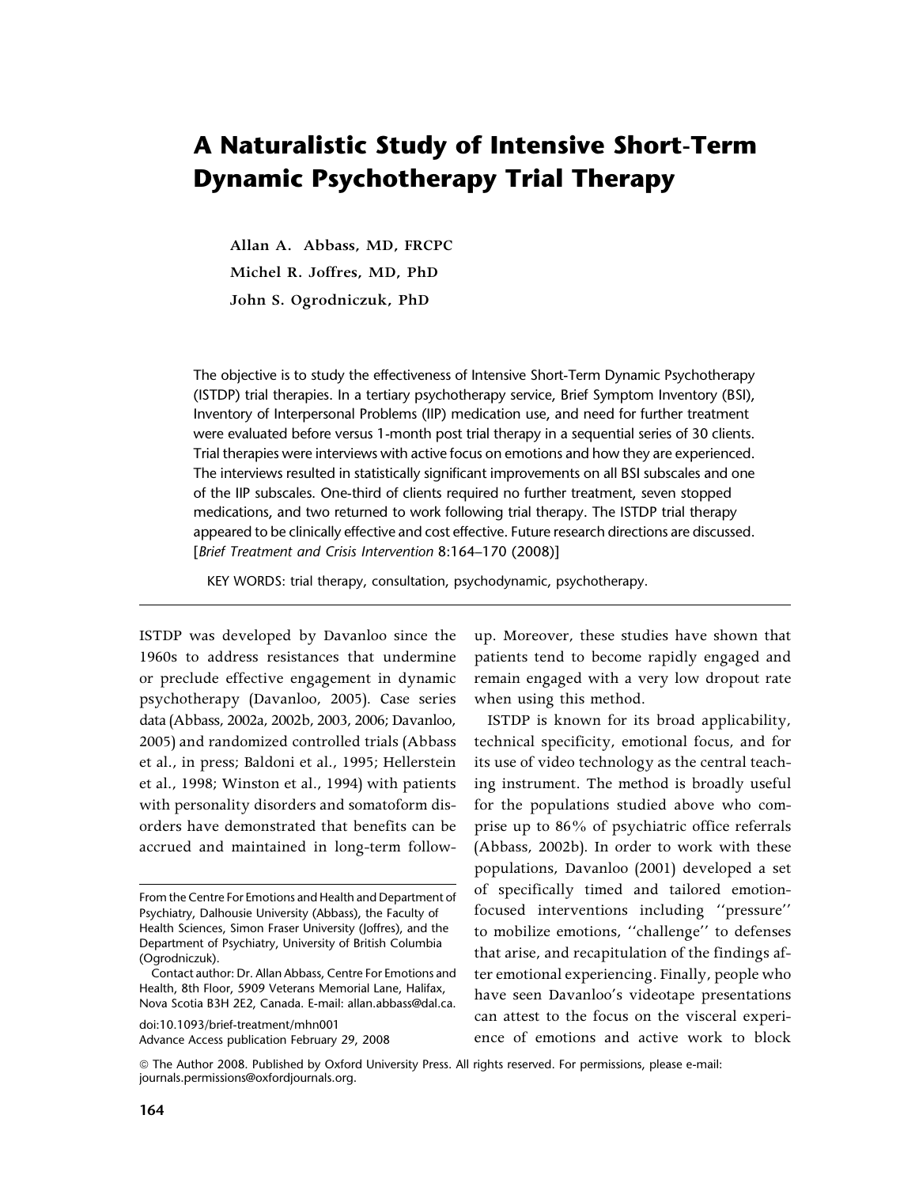# A Naturalistic Study of Intensive Short-Term Dynamic Psychotherapy Trial Therapy

**Allan A. Abbass, MD, FRCPC**
**Michel R. Joffres, MD, PhD**
**John S. Ogrodniczuk, PhD**

The objective is to study the effectiveness of Intensive Short-Term Dynamic Psychotherapy (ISTDP) trial therapies. In a tertiary psychotherapy service, Brief Symptom Inventory (BSI), Inventory of Interpersonal Problems (IIP) medication use, and need for further treatment were evaluated before versus 1-month post trial therapy in a sequential series of 30 clients. Trial therapies were interviews with active focus on emotions and how they are experienced. The interviews resulted in statistically significant improvements on all BSI subscales and one of the IIP subscales. One-third of clients required no further treatment, seven stopped medications, and two returned to work following trial therapy. The ISTDP trial therapy appeared to be clinically effective and cost effective. Future research directions are discussed. [*Brief Treatment and Crisis Intervention* 8:164–170 (2008)]

KEY WORDS: trial therapy, consultation, psychodynamic, psychotherapy.

---

ISTDP was developed by Davanloo since the 1960s to address resistances that undermine or preclude effective engagement in dynamic psychotherapy (Davanloo, 2005). Case series data (Abbass, 2002a, 2002b, 2003, 2006; Davanloo, 2005) and randomized controlled trials (Abbass et al., in press; Baldoni et al., 1995; Hellerstein et al., 1998; Winston et al., 1994) with patients with personality disorders and somatoform disorders have demonstrated that benefits can be accrued and maintained in long-term follow-up. Moreover, these studies have shown that patients tend to become rapidly engaged and remain engaged with a very low dropout rate when using this method.

ISTDP is known for its broad applicability, technical specificity, emotional focus, and for its use of video technology as the central teaching instrument. The method is broadly useful for the populations studied above who comprise up to 86% of psychiatric office referrals (Abbass, 2002b). In order to work with these populations, Davanloo (2001) developed a set of specifically timed and tailored emotion-focused interventions including ''pressure'' to mobilize emotions, ''challenge'' to defenses that arise, and recapitulation of the findings after emotional experiencing. Finally, people who have seen Davanloo's videotape presentations can attest to the focus on the visceral experience of emotions and active work to block

---

From the Centre For Emotions and Health and Department of Psychiatry, Dalhousie University (Abbass), the Faculty of Health Sciences, Simon Fraser University (Joffres), and the Department of Psychiatry, University of British Columbia (Ogrodniczuk).

Contact author: Dr. Allan Abbass, Centre For Emotions and Health, 8th Floor, 5909 Veterans Memorial Lane, Halifax, Nova Scotia B3H 2E2, Canada. E-mail: allan.abbass@dal.ca.

doi:10.1093/brief-treatment/mhn001
Advance Access publication February 29, 2008

© The Author 2008. Published by Oxford University Press. All rights reserved. For permissions, please e-mail: journals.permissions@oxfordjournals.org.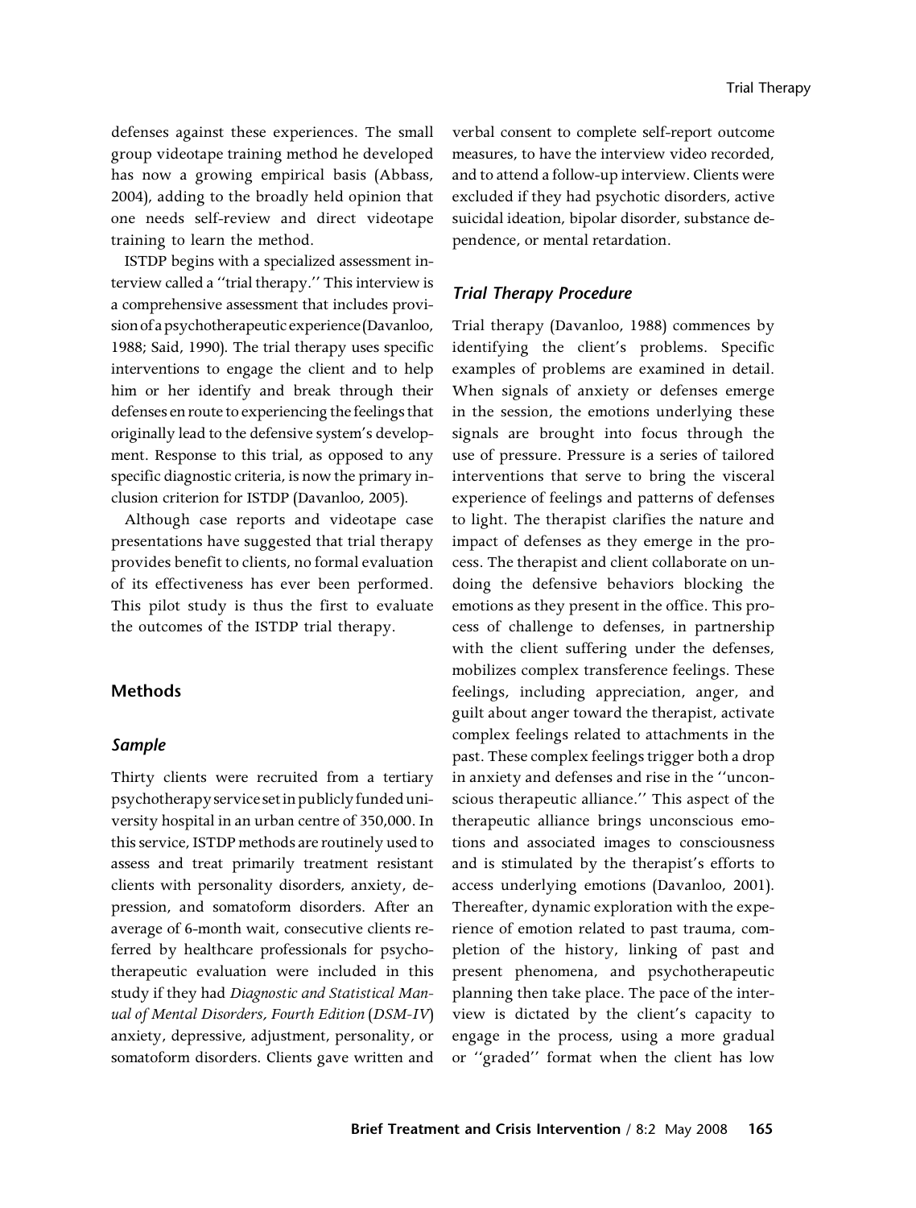defenses against these experiences. The small group videotape training method he developed has now a growing empirical basis (Abbass, 2004), adding to the broadly held opinion that one needs self-review and direct videotape training to learn the method.

ISTDP begins with a specialized assessment interview called a ''trial therapy.'' This interview is a comprehensive assessment that includes provision of a psychotherapeutic experience (Davanloo, 1988; Said, 1990). The trial therapy uses specific interventions to engage the client and to help him or her identify and break through their defenses en route to experiencing the feelings that originally lead to the defensive system's development. Response to this trial, as opposed to any specific diagnostic criteria, is now the primary inclusion criterion for ISTDP (Davanloo, 2005).

Although case reports and videotape case presentations have suggested that trial therapy provides benefit to clients, no formal evaluation of its effectiveness has ever been performed. This pilot study is thus the first to evaluate the outcomes of the ISTDP trial therapy.

## Methods

### *Sample*

Thirty clients were recruited from a tertiary psychotherapy service set in publicly funded university hospital in an urban centre of 350,000. In this service, ISTDP methods are routinely used to assess and treat primarily treatment resistant clients with personality disorders, anxiety, depression, and somatoform disorders. After an average of 6-month wait, consecutive clients referred by healthcare professionals for psychotherapeutic evaluation were included in this study if they had *Diagnostic and Statistical Manual of Mental Disorders, Fourth Edition* (*DSM-IV*) anxiety, depressive, adjustment, personality, or somatoform disorders. Clients gave written and verbal consent to complete self-report outcome measures, to have the interview video recorded, and to attend a follow-up interview. Clients were excluded if they had psychotic disorders, active suicidal ideation, bipolar disorder, substance dependence, or mental retardation.

### *Trial Therapy Procedure*

Trial therapy (Davanloo, 1988) commences by identifying the client's problems. Specific examples of problems are examined in detail. When signals of anxiety or defenses emerge in the session, the emotions underlying these signals are brought into focus through the use of pressure. Pressure is a series of tailored interventions that serve to bring the visceral experience of feelings and patterns of defenses to light. The therapist clarifies the nature and impact of defenses as they emerge in the process. The therapist and client collaborate on undoing the defensive behaviors blocking the emotions as they present in the office. This process of challenge to defenses, in partnership with the client suffering under the defenses, mobilizes complex transference feelings. These feelings, including appreciation, anger, and guilt about anger toward the therapist, activate complex feelings related to attachments in the past. These complex feelings trigger both a drop in anxiety and defenses and rise in the ''unconscious therapeutic alliance.'' This aspect of the therapeutic alliance brings unconscious emotions and associated images to consciousness and is stimulated by the therapist's efforts to access underlying emotions (Davanloo, 2001). Thereafter, dynamic exploration with the experience of emotion related to past trauma, completion of the history, linking of past and present phenomena, and psychotherapeutic planning then take place. The pace of the interview is dictated by the client's capacity to engage in the process, using a more gradual or ''graded'' format when the client has low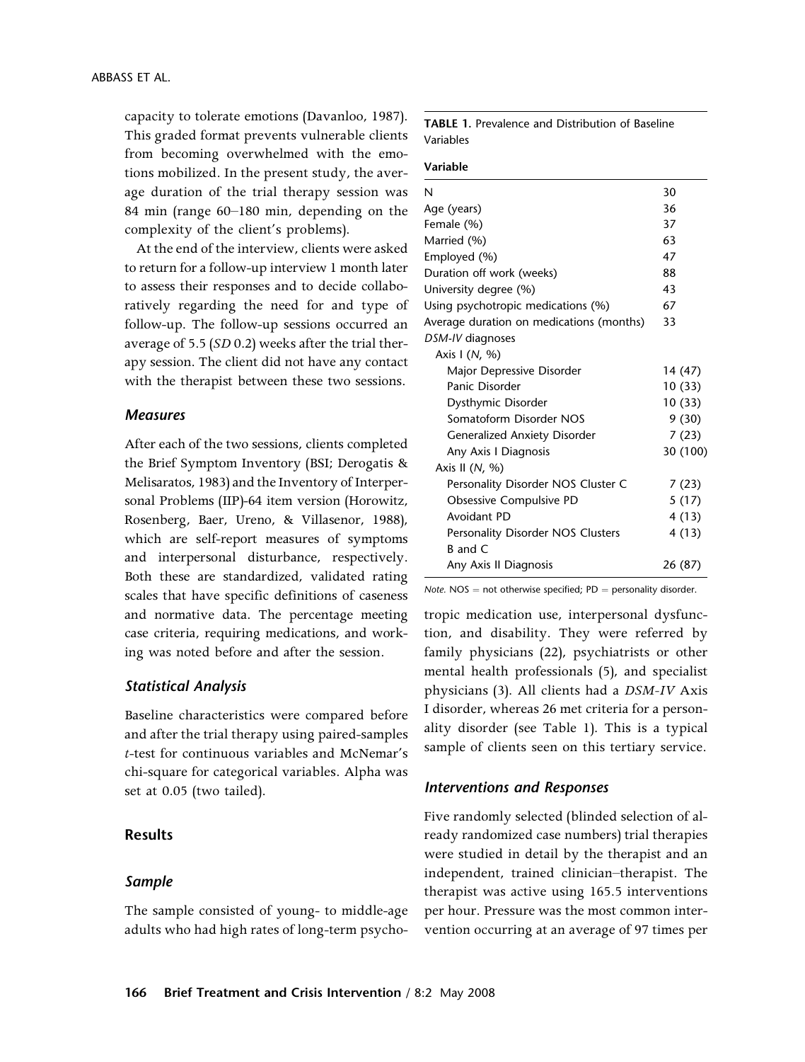capacity to tolerate emotions (Davanloo, 1987). This graded format prevents vulnerable clients from becoming overwhelmed with the emotions mobilized. In the present study, the average duration of the trial therapy session was 84 min (range 60–180 min, depending on the complexity of the client's problems).

At the end of the interview, clients were asked to return for a follow-up interview 1 month later to assess their responses and to decide collaboratively regarding the need for and type of follow-up. The follow-up sessions occurred an average of 5.5 (*SD* 0.2) weeks after the trial therapy session. The client did not have any contact with the therapist between these two sessions.

### *Measures*

After each of the two sessions, clients completed the Brief Symptom Inventory (BSI; Derogatis & Melisaratos, 1983) and the Inventory of Interpersonal Problems (IIP)-64 item version (Horowitz, Rosenberg, Baer, Ureno, & Villasenor, 1988), which are self-report measures of symptoms and interpersonal disturbance, respectively. Both these are standardized, validated rating scales that have specific definitions of caseness and normative data. The percentage meeting case criteria, requiring medications, and working was noted before and after the session.

### *Statistical Analysis*

Baseline characteristics were compared before and after the trial therapy using paired-samples *t*-test for continuous variables and McNemar's chi-square for categorical variables. Alpha was set at 0.05 (two tailed).

## Results

### *Sample*

The sample consisted of young- to middle-age adults who had high rates of long-term psychotropic medication use, interpersonal dysfunction, and disability. They were referred by family physicians (22), psychiatrists or other mental health professionals (5), and specialist physicians (3). All clients had a *DSM-IV* Axis I disorder, whereas 26 met criteria for a personality disorder (see Table 1). This is a typical sample of clients seen on this tertiary service.

**TABLE 1.** Prevalence and Distribution of Baseline Variables

| Variable | |
|---|---|
| N | 30 |
| Age (years) | 36 |
| Female (%) | 37 |
| Married (%) | 63 |
| Employed (%) | 47 |
| Duration off work (weeks) | 88 |
| University degree (%) | 43 |
| Using psychotropic medications (%) | 67 |
| Average duration on medications (months) | 33 |
| *DSM-IV* diagnoses | |
| Axis I (*N*, %) | |
| Major Depressive Disorder | 14 (47) |
| Panic Disorder | 10 (33) |
| Dysthymic Disorder | 10 (33) |
| Somatoform Disorder NOS | 9 (30) |
| Generalized Anxiety Disorder | 7 (23) |
| Any Axis I Diagnosis | 30 (100) |
| Axis II (*N*, %) | |
| Personality Disorder NOS Cluster C | 7 (23) |
| Obsessive Compulsive PD | 5 (17) |
| Avoidant PD | 4 (13) |
| Personality Disorder NOS Clusters B and C | 4 (13) |
| Any Axis II Diagnosis | 26 (87) |

*Note.* NOS = not otherwise specified; PD = personality disorder.

### *Interventions and Responses*

Five randomly selected (blinded selection of already randomized case numbers) trial therapies were studied in detail by the therapist and an independent, trained clinician–therapist. The therapist was active using 165.5 interventions per hour. Pressure was the most common intervention occurring at an average of 97 times per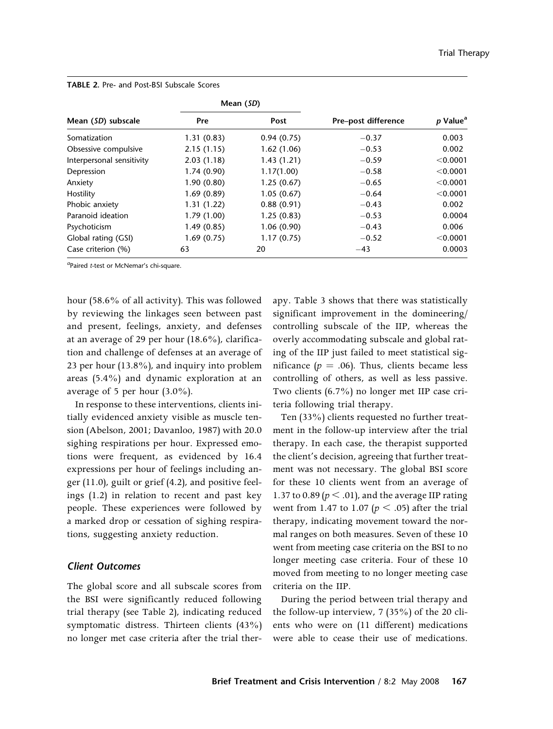TABLE 2. Pre- and Post-BSI Subscale Scores

| Mean (*SD*) subscale | Mean (*SD*) | | Pre–post difference | *p* Value[a] |
|---|---|---|---|---|
| | Pre | Post | | |
| Somatization | 1.31 (0.83) | 0.94 (0.75) | −0.37 | 0.003 |
| Obsessive compulsive | 2.15 (1.15) | 1.62 (1.06) | −0.53 | 0.002 |
| Interpersonal sensitivity | 2.03 (1.18) | 1.43 (1.21) | −0.59 | <0.0001 |
| Depression | 1.74 (0.90) | 1.17(1.00) | −0.58 | <0.0001 |
| Anxiety | 1.90 (0.80) | 1.25 (0.67) | −0.65 | <0.0001 |
| Hostility | 1.69 (0.89) | 1.05 (0.67) | −0.64 | <0.0001 |
| Phobic anxiety | 1.31 (1.22) | 0.88 (0.91) | −0.43 | 0.002 |
| Paranoid ideation | 1.79 (1.00) | 1.25 (0.83) | −0.53 | 0.0004 |
| Psychoticism | 1.49 (0.85) | 1.06 (0.90) | −0.43 | 0.006 |
| Global rating (GSI) | 1.69 (0.75) | 1.17 (0.75) | −0.52 | <0.0001 |
| Case criterion (%) | 63 | 20 | −43 | 0.0003 |

[a]Paired *t*-test or McNemar's chi-square.

hour (58.6% of all activity). This was followed by reviewing the linkages seen between past and present, feelings, anxiety, and defenses at an average of 29 per hour (18.6%), clarification and challenge of defenses at an average of 23 per hour (13.8%), and inquiry into problem areas (5.4%) and dynamic exploration at an average of 5 per hour (3.0%).

In response to these interventions, clients initially evidenced anxiety visible as muscle tension (Abelson, 2001; Davanloo, 1987) with 20.0 sighing respirations per hour. Expressed emotions were frequent, as evidenced by 16.4 expressions per hour of feelings including anger (11.0), guilt or grief (4.2), and positive feelings (1.2) in relation to recent and past key people. These experiences were followed by a marked drop or cessation of sighing respirations, suggesting anxiety reduction.

### *Client Outcomes*

The global score and all subscale scores from the BSI were significantly reduced following trial therapy (see Table 2), indicating reduced symptomatic distress. Thirteen clients (43%) no longer met case criteria after the trial therapy. Table 3 shows that there was statistically significant improvement in the domineering/controlling subscale of the IIP, whereas the overly accommodating subscale and global rating of the IIP just failed to meet statistical significance ($p = .06$). Thus, clients became less controlling of others, as well as less passive. Two clients (6.7%) no longer met IIP case criteria following trial therapy.

Ten (33%) clients requested no further treatment in the follow-up interview after the trial therapy. In each case, the therapist supported the client's decision, agreeing that further treatment was not necessary. The global BSI score for these 10 clients went from an average of 1.37 to 0.89 ($p < .01$), and the average IIP rating went from 1.47 to 1.07 ($p < .05$) after the trial therapy, indicating movement toward the normal ranges on both measures. Seven of these 10 went from meeting case criteria on the BSI to no longer meeting case criteria. Four of these 10 moved from meeting to no longer meeting case criteria on the IIP.

During the period between trial therapy and the follow-up interview, 7 (35%) of the 20 clients who were on (11 different) medications were able to cease their use of medications.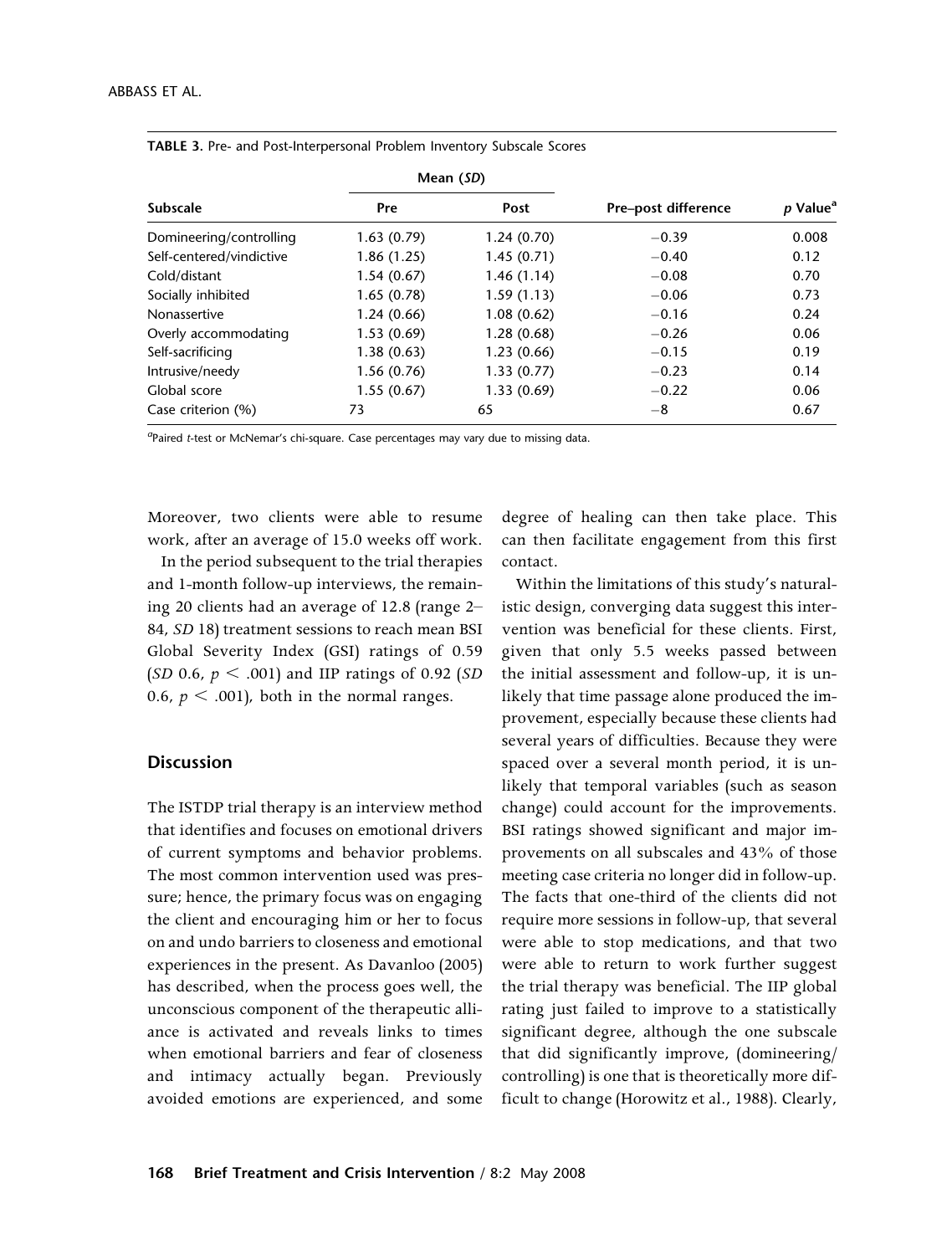**TABLE 3.** Pre- and Post-Interpersonal Problem Inventory Subscale Scores

| Subscale | Mean (*SD*) | | Pre–post difference | *p* Value[a] |
|---|---|---|---|---|
| | Pre | Post | | |
| Domineering/controlling | 1.63 (0.79) | 1.24 (0.70) | −0.39 | 0.008 |
| Self-centered/vindictive | 1.86 (1.25) | 1.45 (0.71) | −0.40 | 0.12 |
| Cold/distant | 1.54 (0.67) | 1.46 (1.14) | −0.08 | 0.70 |
| Socially inhibited | 1.65 (0.78) | 1.59 (1.13) | −0.06 | 0.73 |
| Nonassertive | 1.24 (0.66) | 1.08 (0.62) | −0.16 | 0.24 |
| Overly accommodating | 1.53 (0.69) | 1.28 (0.68) | −0.26 | 0.06 |
| Self-sacrificing | 1.38 (0.63) | 1.23 (0.66) | −0.15 | 0.19 |
| Intrusive/needy | 1.56 (0.76) | 1.33 (0.77) | −0.23 | 0.14 |
| Global score | 1.55 (0.67) | 1.33 (0.69) | −0.22 | 0.06 |
| Case criterion (%) | 73 | 65 | −8 | 0.67 |

[a]Paired *t*-test or McNemar's chi-square. Case percentages may vary due to missing data.

Moreover, two clients were able to resume work, after an average of 15.0 weeks off work.

In the period subsequent to the trial therapies and 1-month follow-up interviews, the remaining 20 clients had an average of 12.8 (range 2–84, *SD* 18) treatment sessions to reach mean BSI Global Severity Index (GSI) ratings of 0.59 (*SD* 0.6, $p < .001$) and IIP ratings of 0.92 (*SD* 0.6, $p < .001$), both in the normal ranges.

## Discussion

The ISTDP trial therapy is an interview method that identifies and focuses on emotional drivers of current symptoms and behavior problems. The most common intervention used was pressure; hence, the primary focus was on engaging the client and encouraging him or her to focus on and undo barriers to closeness and emotional experiences in the present. As Davanloo (2005) has described, when the process goes well, the unconscious component of the therapeutic alliance is activated and reveals links to times when emotional barriers and fear of closeness and intimacy actually began. Previously avoided emotions are experienced, and some degree of healing can then take place. This can then facilitate engagement from this first contact.

Within the limitations of this study's naturalistic design, converging data suggest this intervention was beneficial for these clients. First, given that only 5.5 weeks passed between the initial assessment and follow-up, it is unlikely that time passage alone produced the improvement, especially because these clients had several years of difficulties. Because they were spaced over a several month period, it is unlikely that temporal variables (such as season change) could account for the improvements. BSI ratings showed significant and major improvements on all subscales and 43% of those meeting case criteria no longer did in follow-up. The facts that one-third of the clients did not require more sessions in follow-up, that several were able to stop medications, and that two were able to return to work further suggest the trial therapy was beneficial. The IIP global rating just failed to improve to a statistically significant degree, although the one subscale that did significantly improve, (domineering/controlling) is one that is theoretically more difficult to change (Horowitz et al., 1988). Clearly,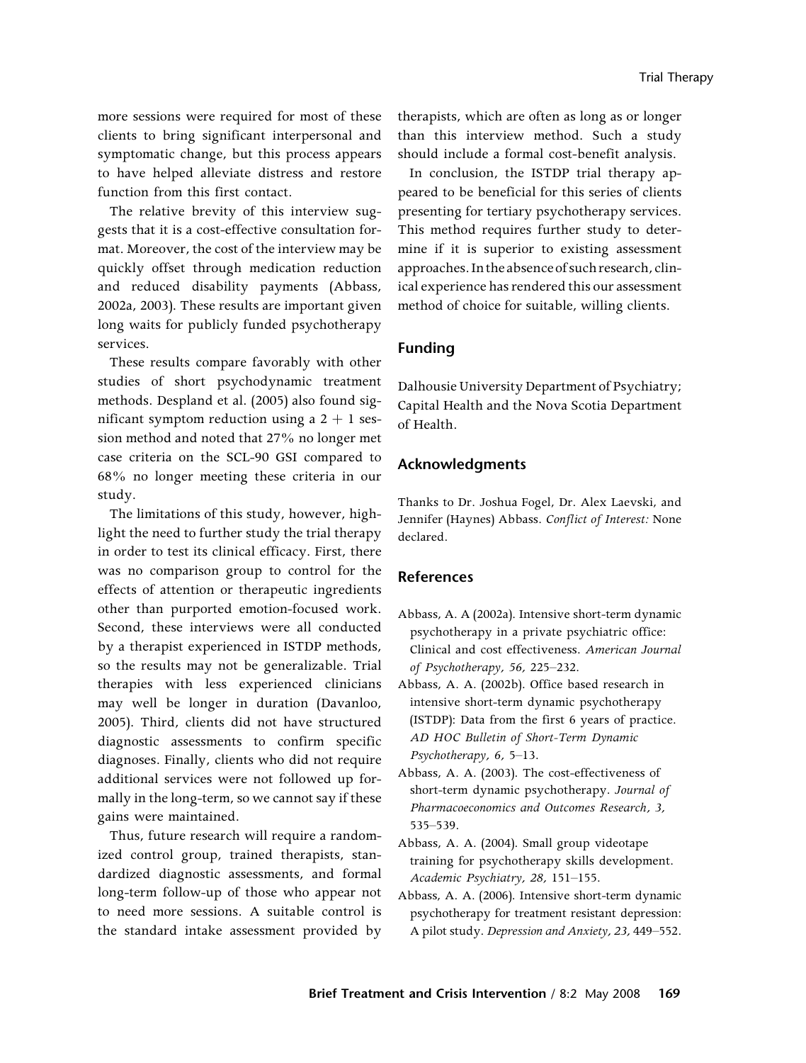more sessions were required for most of these clients to bring significant interpersonal and symptomatic change, but this process appears to have helped alleviate distress and restore function from this first contact.

The relative brevity of this interview suggests that it is a cost-effective consultation format. Moreover, the cost of the interview may be quickly offset through medication reduction and reduced disability payments (Abbass, 2002a, 2003). These results are important given long waits for publicly funded psychotherapy services.

These results compare favorably with other studies of short psychodynamic treatment methods. Despland et al. (2005) also found significant symptom reduction using a 2 + 1 session method and noted that 27% no longer met case criteria on the SCL-90 GSI compared to 68% no longer meeting these criteria in our study.

The limitations of this study, however, highlight the need to further study the trial therapy in order to test its clinical efficacy. First, there was no comparison group to control for the effects of attention or therapeutic ingredients other than purported emotion-focused work. Second, these interviews were all conducted by a therapist experienced in ISTDP methods, so the results may not be generalizable. Trial therapies with less experienced clinicians may well be longer in duration (Davanloo, 2005). Third, clients did not have structured diagnostic assessments to confirm specific diagnoses. Finally, clients who did not require additional services were not followed up formally in the long-term, so we cannot say if these gains were maintained.

Thus, future research will require a randomized control group, trained therapists, standardized diagnostic assessments, and formal long-term follow-up of those who appear not to need more sessions. A suitable control is the standard intake assessment provided by therapists, which are often as long as or longer than this interview method. Such a study should include a formal cost-benefit analysis.

In conclusion, the ISTDP trial therapy appeared to be beneficial for this series of clients presenting for tertiary psychotherapy services. This method requires further study to determine if it is superior to existing assessment approaches. In the absence of such research, clinical experience has rendered this our assessment method of choice for suitable, willing clients.

## Funding

Dalhousie University Department of Psychiatry; Capital Health and the Nova Scotia Department of Health.

## Acknowledgments

Thanks to Dr. Joshua Fogel, Dr. Alex Laevski, and Jennifer (Haynes) Abbass. *Conflict of Interest:* None declared.

## References

Abbass, A. A (2002a). Intensive short-term dynamic psychotherapy in a private psychiatric office: Clinical and cost effectiveness. *American Journal of Psychotherapy, 56,* 225–232.

Abbass, A. A. (2002b). Office based research in intensive short-term dynamic psychotherapy (ISTDP): Data from the first 6 years of practice. *AD HOC Bulletin of Short-Term Dynamic Psychotherapy, 6,* 5–13.

Abbass, A. A. (2003). The cost-effectiveness of short-term dynamic psychotherapy. *Journal of Pharmacoeconomics and Outcomes Research, 3,* 535–539.

Abbass, A. A. (2004). Small group videotape training for psychotherapy skills development. *Academic Psychiatry, 28,* 151–155.

Abbass, A. A. (2006). Intensive short-term dynamic psychotherapy for treatment resistant depression: A pilot study. *Depression and Anxiety, 23,* 449–552.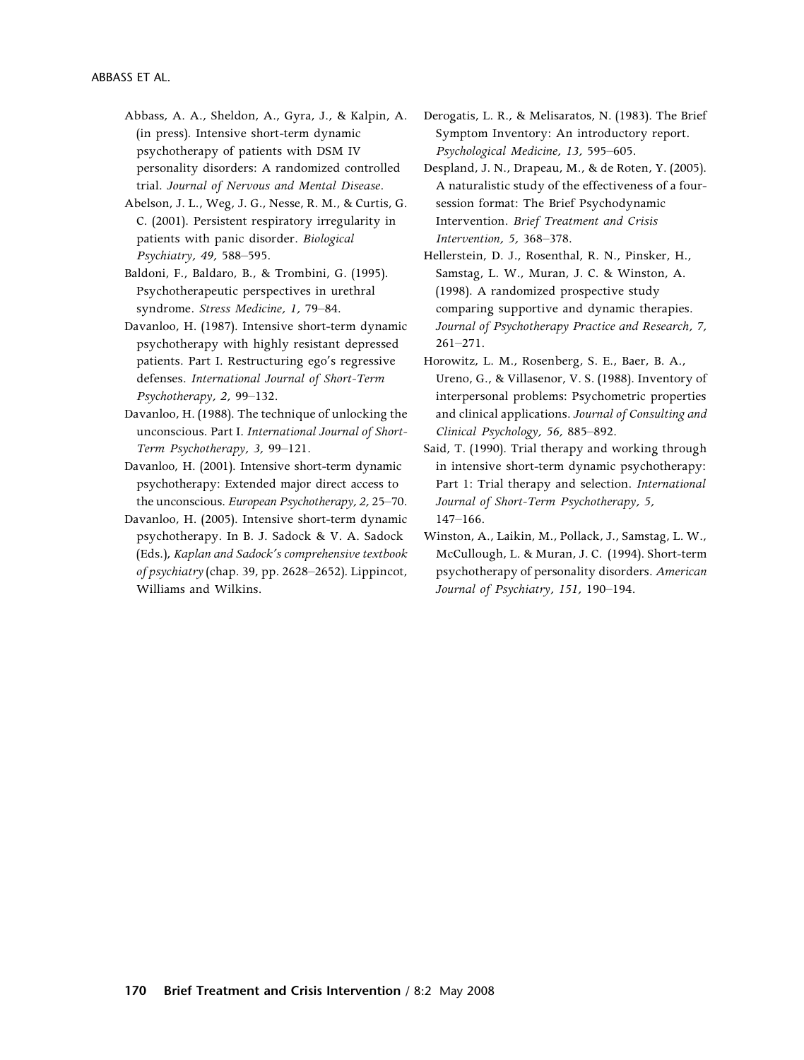Abbass, A. A., Sheldon, A., Gyra, J., & Kalpin, A. (in press). Intensive short-term dynamic psychotherapy of patients with DSM IV personality disorders: A randomized controlled trial. *Journal of Nervous and Mental Disease*.

Abelson, J. L., Weg, J. G., Nesse, R. M., & Curtis, G. C. (2001). Persistent respiratory irregularity in patients with panic disorder. *Biological Psychiatry, 49,* 588–595.

Baldoni, F., Baldaro, B., & Trombini, G. (1995). Psychotherapeutic perspectives in urethral syndrome. *Stress Medicine, 1,* 79–84.

Davanloo, H. (1987). Intensive short-term dynamic psychotherapy with highly resistant depressed patients. Part I. Restructuring ego's regressive defenses. *International Journal of Short-Term Psychotherapy, 2,* 99–132.

Davanloo, H. (1988). The technique of unlocking the unconscious. Part I. *International Journal of Short-Term Psychotherapy, 3,* 99–121.

Davanloo, H. (2001). Intensive short-term dynamic psychotherapy: Extended major direct access to the unconscious. *European Psychotherapy, 2,* 25–70.

Davanloo, H. (2005). Intensive short-term dynamic psychotherapy. In B. J. Sadock & V. A. Sadock (Eds.), *Kaplan and Sadock's comprehensive textbook of psychiatry* (chap. 39, pp. 2628–2652). Lippincot, Williams and Wilkins.

Derogatis, L. R., & Melisaratos, N. (1983). The Brief Symptom Inventory: An introductory report. *Psychological Medicine, 13,* 595–605.

Despland, J. N., Drapeau, M., & de Roten, Y. (2005). A naturalistic study of the effectiveness of a four-session format: The Brief Psychodynamic Intervention. *Brief Treatment and Crisis Intervention, 5,* 368–378.

Hellerstein, D. J., Rosenthal, R. N., Pinsker, H., Samstag, L. W., Muran, J. C. & Winston, A. (1998). A randomized prospective study comparing supportive and dynamic therapies. *Journal of Psychotherapy Practice and Research, 7,* 261–271.

Horowitz, L. M., Rosenberg, S. E., Baer, B. A., Ureno, G., & Villasenor, V. S. (1988). Inventory of interpersonal problems: Psychometric properties and clinical applications. *Journal of Consulting and Clinical Psychology, 56,* 885–892.

Said, T. (1990). Trial therapy and working through in intensive short-term dynamic psychotherapy: Part 1: Trial therapy and selection. *International Journal of Short-Term Psychotherapy, 5,* 147–166.

Winston, A., Laikin, M., Pollack, J., Samstag, L. W., McCullough, L. & Muran, J. C. (1994). Short-term psychotherapy of personality disorders. *American Journal of Psychiatry, 151,* 190–194.